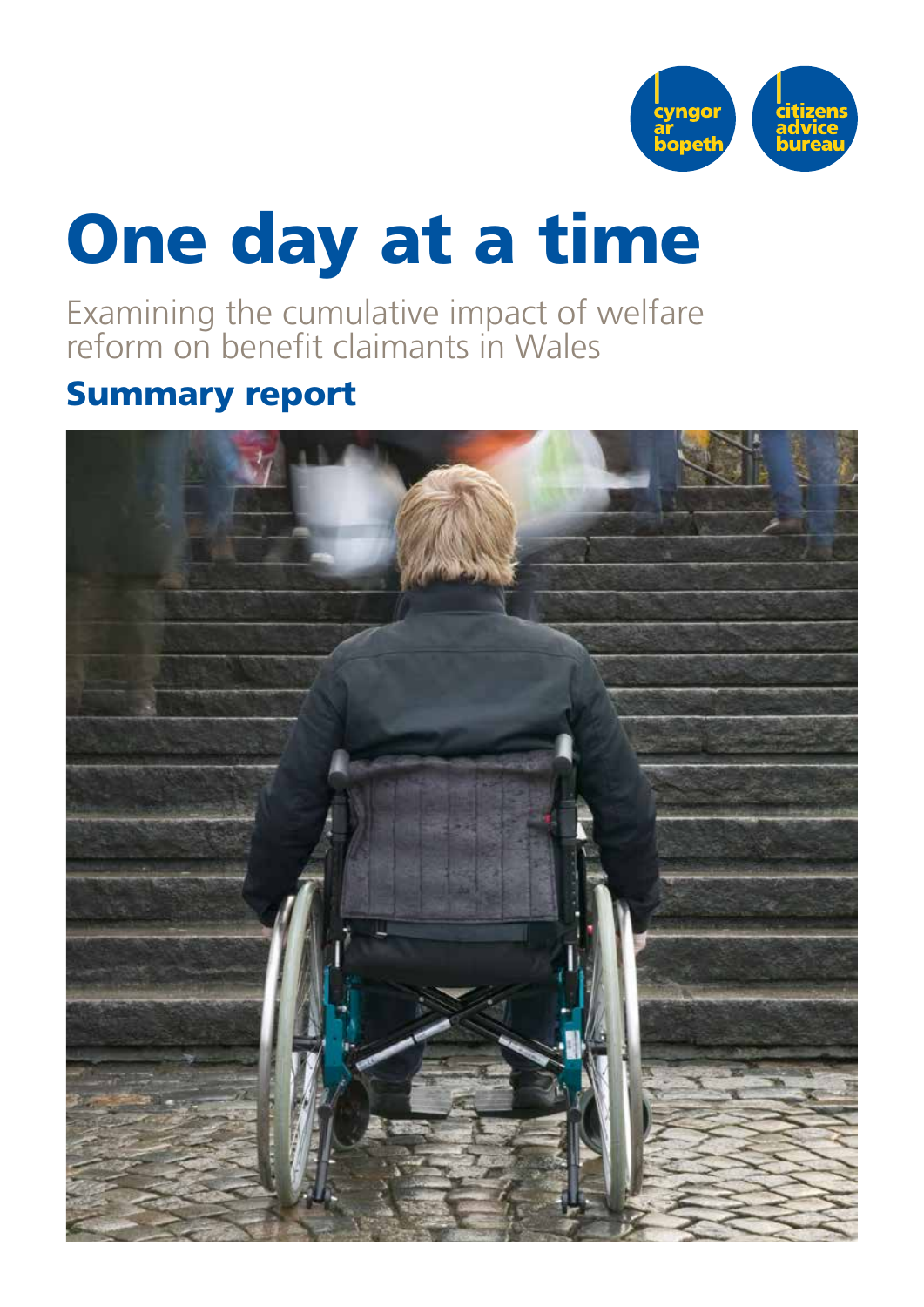cyngor ar bopeth

citizens advice bureau

# One day at a time

Examining the cumulative impact of welfare reform on benefit claimants in Wales

## Summary report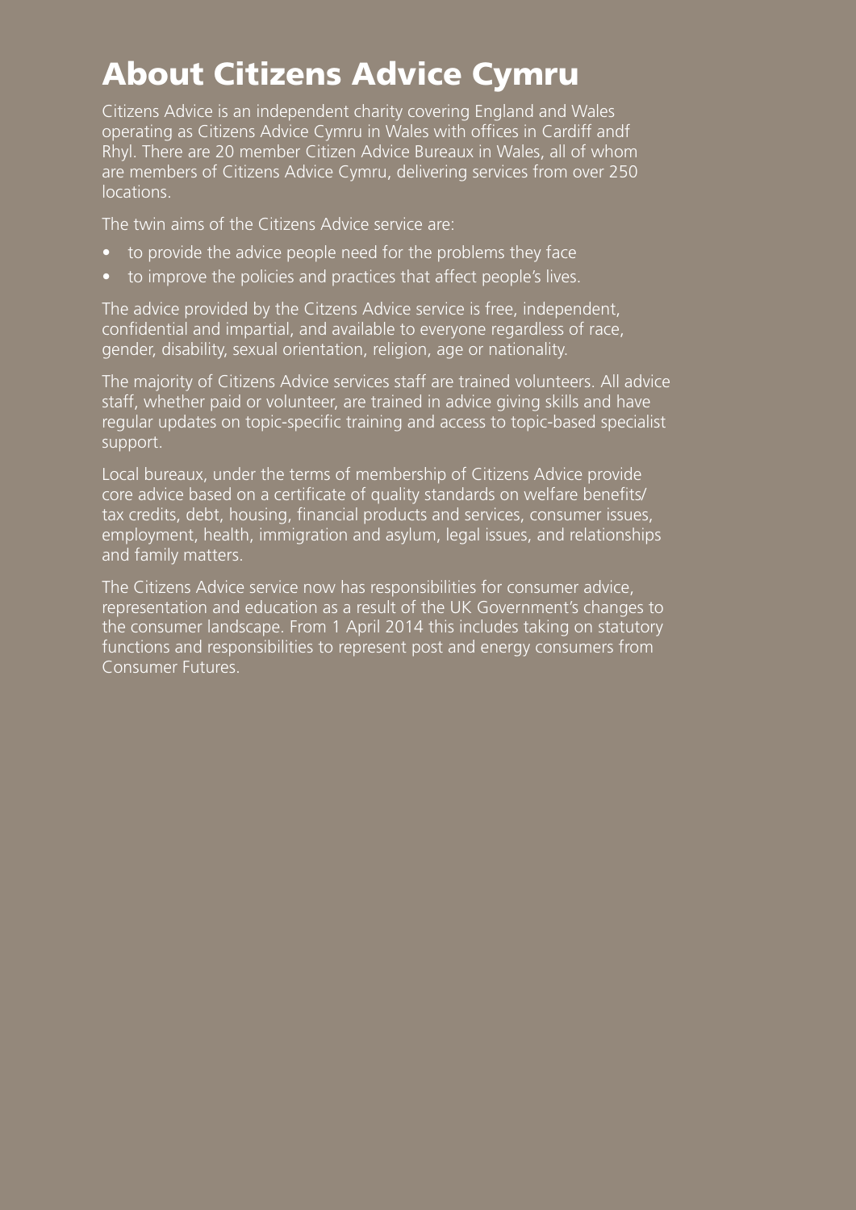# About Citizens Advice Cymru

Citizens Advice is an independent charity covering England and Wales operating as Citizens Advice Cymru in Wales with offices in Cardiff andf Rhyl. There are 20 member Citizen Advice Bureaux in Wales, all of whom are members of Citizens Advice Cymru, delivering services from over 250 locations.

The twin aims of the Citizens Advice service are:

- to provide the advice people need for the problems they face
- to improve the policies and practices that affect people's lives.

The advice provided by the Citzens Advice service is free, independent, confidential and impartial, and available to everyone regardless of race, gender, disability, sexual orientation, religion, age or nationality.

The majority of Citizens Advice services staff are trained volunteers. All advice staff, whether paid or volunteer, are trained in advice giving skills and have regular updates on topic-specific training and access to topic-based specialist support.

Local bureaux, under the terms of membership of Citizens Advice provide core advice based on a certificate of quality standards on welfare benefits/ tax credits, debt, housing, financial products and services, consumer issues, employment, health, immigration and asylum, legal issues, and relationships and family matters.

The Citizens Advice service now has responsibilities for consumer advice, representation and education as a result of the UK Government's changes to the consumer landscape. From 1 April 2014 this includes taking on statutory functions and responsibilities to represent post and energy consumers from Consumer Futures.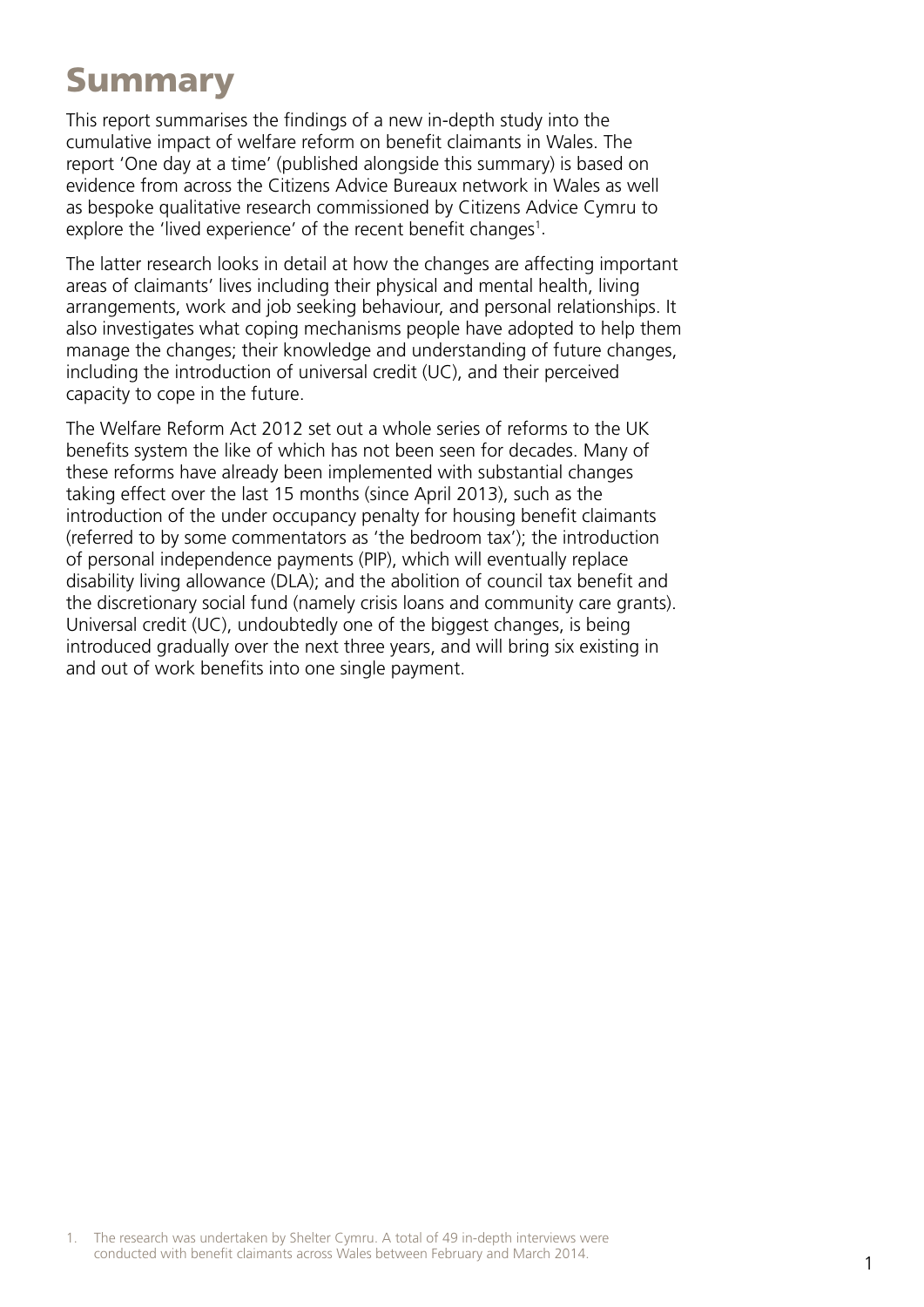# Summary

This report summarises the findings of a new in-depth study into the cumulative impact of welfare reform on benefit claimants in Wales. The report 'One day at a time' (published alongside this summary) is based on evidence from across the Citizens Advice Bureaux network in Wales as well as bespoke qualitative research commissioned by Citizens Advice Cymru to explore the 'lived experience' of the recent benefit changes[1].

The latter research looks in detail at how the changes are affecting important areas of claimants' lives including their physical and mental health, living arrangements, work and job seeking behaviour, and personal relationships. It also investigates what coping mechanisms people have adopted to help them manage the changes; their knowledge and understanding of future changes, including the introduction of universal credit (UC), and their perceived capacity to cope in the future.

The Welfare Reform Act 2012 set out a whole series of reforms to the UK benefits system the like of which has not been seen for decades. Many of these reforms have already been implemented with substantial changes taking effect over the last 15 months (since April 2013), such as the introduction of the under occupancy penalty for housing benefit claimants (referred to by some commentators as 'the bedroom tax'); the introduction of personal independence payments (PIP), which will eventually replace disability living allowance (DLA); and the abolition of council tax benefit and the discretionary social fund (namely crisis loans and community care grants). Universal credit (UC), undoubtedly one of the biggest changes, is being introduced gradually over the next three years, and will bring six existing in and out of work benefits into one single payment.

1. The research was undertaken by Shelter Cymru. A total of 49 in-depth interviews were conducted with benefit claimants across Wales between February and March 2014.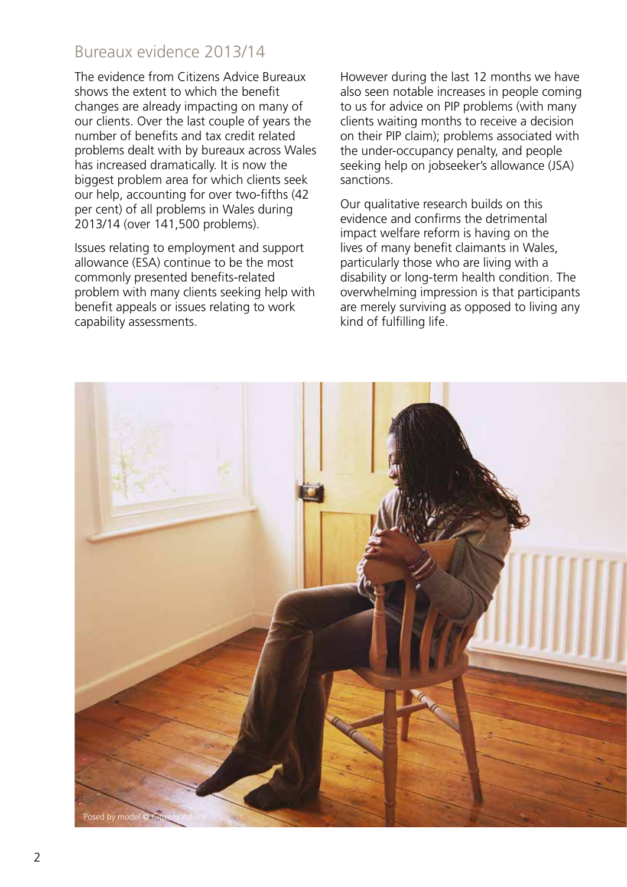## Bureaux evidence 2013/14

The evidence from Citizens Advice Bureaux shows the extent to which the benefit changes are already impacting on many of our clients. Over the last couple of years the number of benefits and tax credit related problems dealt with by bureaux across Wales has increased dramatically. It is now the biggest problem area for which clients seek our help, accounting for over two-fifths (42 per cent) of all problems in Wales during 2013/14 (over 141,500 problems).

Issues relating to employment and support allowance (ESA) continue to be the most commonly presented benefits-related problem with many clients seeking help with benefit appeals or issues relating to work capability assessments.

However during the last 12 months we have also seen notable increases in people coming to us for advice on PIP problems (with many clients waiting months to receive a decision on their PIP claim); problems associated with the under-occupancy penalty, and people seeking help on jobseeker's allowance (JSA) sanctions.

Our qualitative research builds on this evidence and confirms the detrimental impact welfare reform is having on the lives of many benefit claimants in Wales, particularly those who are living with a disability or long-term health condition. The overwhelming impression is that participants are merely surviving as opposed to living any kind of fulfilling life.

Posed by model © Citizens Advice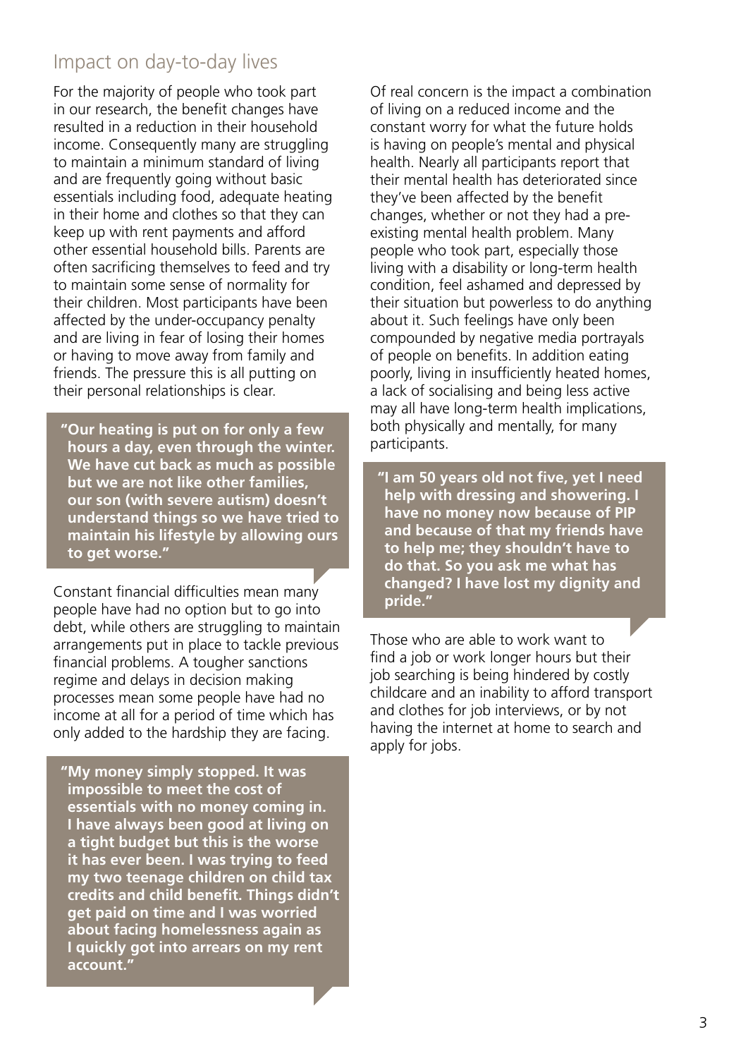## Impact on day-to-day lives

For the majority of people who took part in our research, the benefit changes have resulted in a reduction in their household income. Consequently many are struggling to maintain a minimum standard of living and are frequently going without basic essentials including food, adequate heating in their home and clothes so that they can keep up with rent payments and afford other essential household bills. Parents are often sacrificing themselves to feed and try to maintain some sense of normality for their children. Most participants have been affected by the under-occupancy penalty and are living in fear of losing their homes or having to move away from family and friends. The pressure this is all putting on their personal relationships is clear.

> **"Our heating is put on for only a few hours a day, even through the winter. We have cut back as much as possible but we are not like other families, our son (with severe autism) doesn't understand things so we have tried to maintain his lifestyle by allowing ours to get worse."**

Constant financial difficulties mean many people have had no option but to go into debt, while others are struggling to maintain arrangements put in place to tackle previous financial problems. A tougher sanctions regime and delays in decision making processes mean some people have had no income at all for a period of time which has only added to the hardship they are facing.

> **"My money simply stopped. It was impossible to meet the cost of essentials with no money coming in. I have always been good at living on a tight budget but this is the worse it has ever been. I was trying to feed my two teenage children on child tax credits and child benefit. Things didn't get paid on time and I was worried about facing homelessness again as I quickly got into arrears on my rent account."**

Of real concern is the impact a combination of living on a reduced income and the constant worry for what the future holds is having on people's mental and physical health. Nearly all participants report that their mental health has deteriorated since they've been affected by the benefit changes, whether or not they had a pre-existing mental health problem. Many people who took part, especially those living with a disability or long-term health condition, feel ashamed and depressed by their situation but powerless to do anything about it. Such feelings have only been compounded by negative media portrayals of people on benefits. In addition eating poorly, living in insufficiently heated homes, a lack of socialising and being less active may all have long-term health implications, both physically and mentally, for many participants.

> **"I am 50 years old not five, yet I need help with dressing and showering. I have no money now because of PIP and because of that my friends have to help me; they shouldn't have to do that. So you ask me what has changed? I have lost my dignity and pride."**

Those who are able to work want to find a job or work longer hours but their job searching is being hindered by costly childcare and an inability to afford transport and clothes for job interviews, or by not having the internet at home to search and apply for jobs.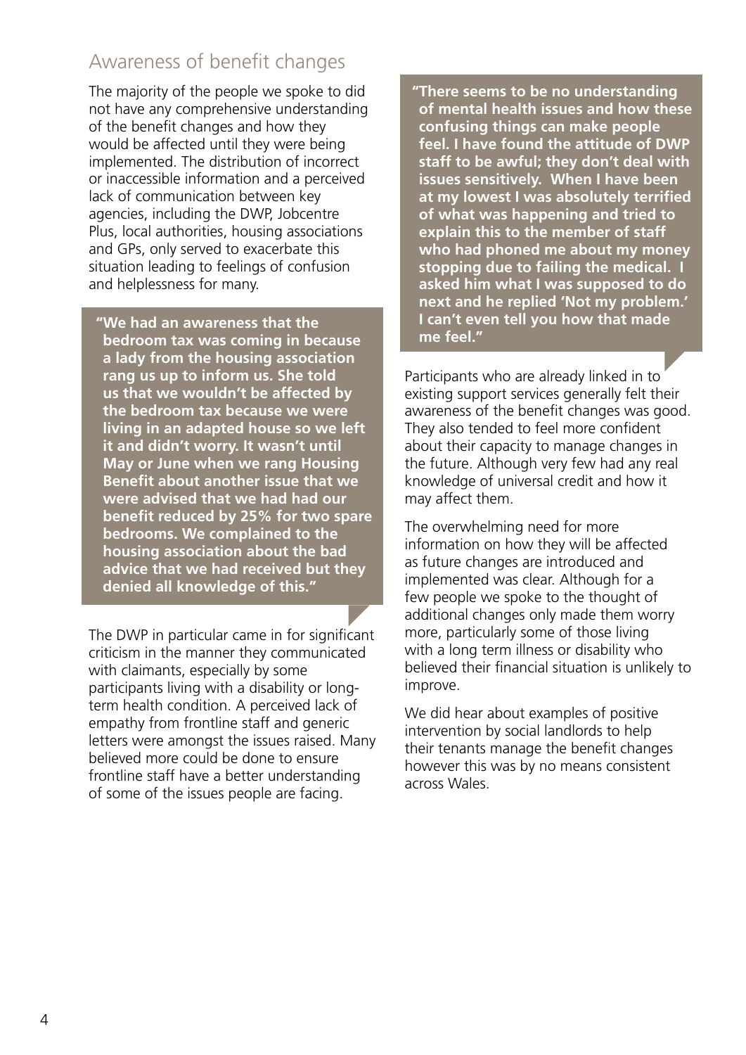## Awareness of benefit changes

The majority of the people we spoke to did not have any comprehensive understanding of the benefit changes and how they would be affected until they were being implemented. The distribution of incorrect or inaccessible information and a perceived lack of communication between key agencies, including the DWP, Jobcentre Plus, local authorities, housing associations and GPs, only served to exacerbate this situation leading to feelings of confusion and helplessness for many.

> **"We had an awareness that the bedroom tax was coming in because a lady from the housing association rang us up to inform us. She told us that we wouldn't be affected by the bedroom tax because we were living in an adapted house so we left it and didn't worry. It wasn't until May or June when we rang Housing Benefit about another issue that we were advised that we had had our benefit reduced by 25% for two spare bedrooms. We complained to the housing association about the bad advice that we had received but they denied all knowledge of this."**

The DWP in particular came in for significant criticism in the manner they communicated with claimants, especially by some participants living with a disability or long-term health condition. A perceived lack of empathy from frontline staff and generic letters were amongst the issues raised. Many believed more could be done to ensure frontline staff have a better understanding of some of the issues people are facing.

> **"There seems to be no understanding of mental health issues and how these confusing things can make people feel. I have found the attitude of DWP staff to be awful; they don't deal with issues sensitively. When I have been at my lowest I was absolutely terrified of what was happening and tried to explain this to the member of staff who had phoned me about my money stopping due to failing the medical. I asked him what I was supposed to do next and he replied 'Not my problem.' I can't even tell you how that made me feel."**

Participants who are already linked in to existing support services generally felt their awareness of the benefit changes was good. They also tended to feel more confident about their capacity to manage changes in the future. Although very few had any real knowledge of universal credit and how it may affect them.

The overwhelming need for more information on how they will be affected as future changes are introduced and implemented was clear. Although for a few people we spoke to the thought of additional changes only made them worry more, particularly some of those living with a long term illness or disability who believed their financial situation is unlikely to improve.

We did hear about examples of positive intervention by social landlords to help their tenants manage the benefit changes however this was by no means consistent across Wales.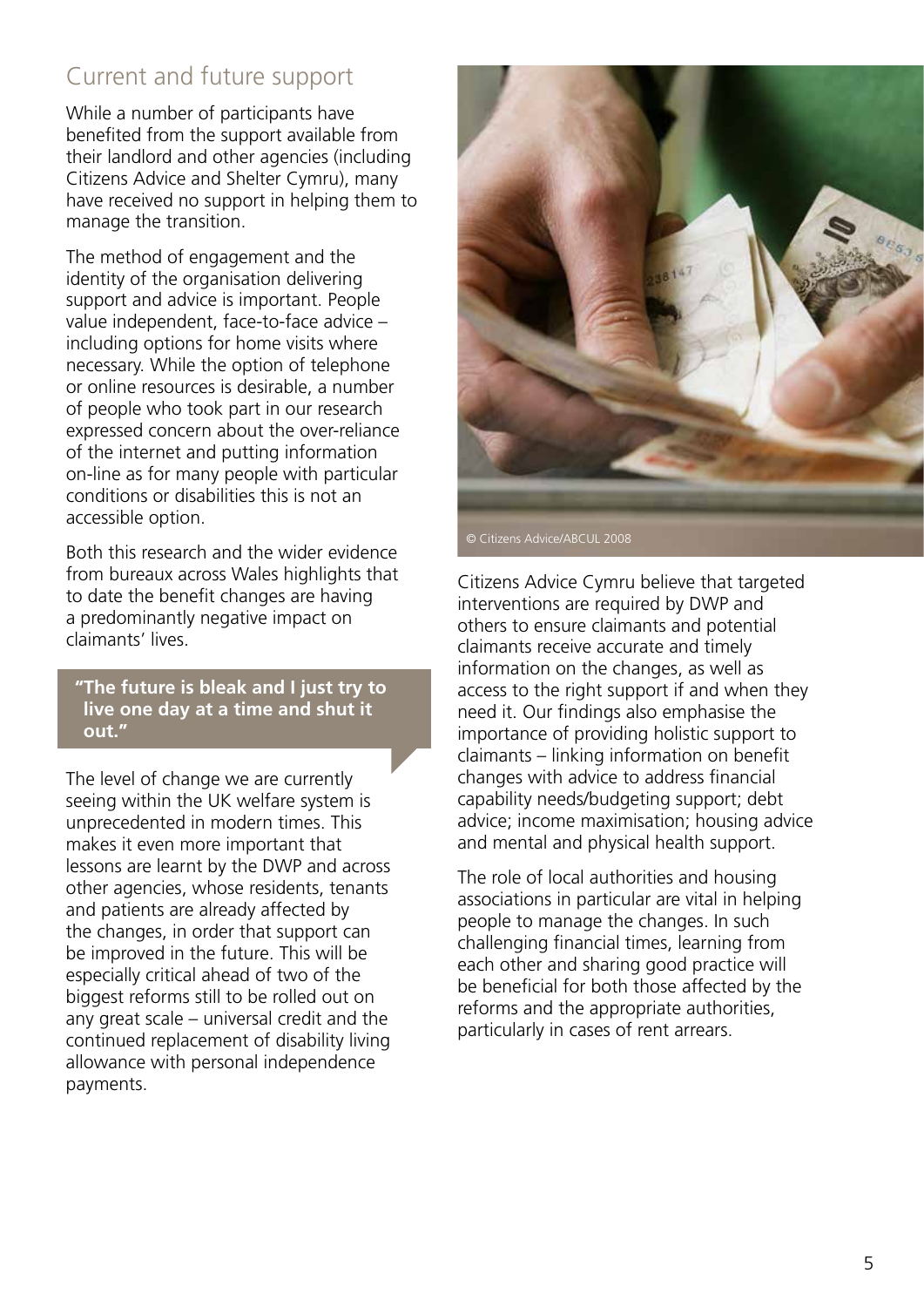## Current and future support

While a number of participants have benefited from the support available from their landlord and other agencies (including Citizens Advice and Shelter Cymru), many have received no support in helping them to manage the transition.

The method of engagement and the identity of the organisation delivering support and advice is important. People value independent, face-to-face advice – including options for home visits where necessary. While the option of telephone or online resources is desirable, a number of people who took part in our research expressed concern about the over-reliance of the internet and putting information on-line as for many people with particular conditions or disabilities this is not an accessible option.

Both this research and the wider evidence from bureaux across Wales highlights that to date the benefit changes are having a predominantly negative impact on claimants' lives.

> **"The future is bleak and I just try to live one day at a time and shut it out."**

The level of change we are currently seeing within the UK welfare system is unprecedented in modern times. This makes it even more important that lessons are learnt by the DWP and across other agencies, whose residents, tenants and patients are already affected by the changes, in order that support can be improved in the future. This will be especially critical ahead of two of the biggest reforms still to be rolled out on any great scale – universal credit and the continued replacement of disability living allowance with personal independence payments.

© Citizens Advice/ABCUL 2008

Citizens Advice Cymru believe that targeted interventions are required by DWP and others to ensure claimants and potential claimants receive accurate and timely information on the changes, as well as access to the right support if and when they need it. Our findings also emphasise the importance of providing holistic support to claimants – linking information on benefit changes with advice to address financial capability needs/budgeting support; debt advice; income maximisation; housing advice and mental and physical health support.

The role of local authorities and housing associations in particular are vital in helping people to manage the changes. In such challenging financial times, learning from each other and sharing good practice will be beneficial for both those affected by the reforms and the appropriate authorities, particularly in cases of rent arrears.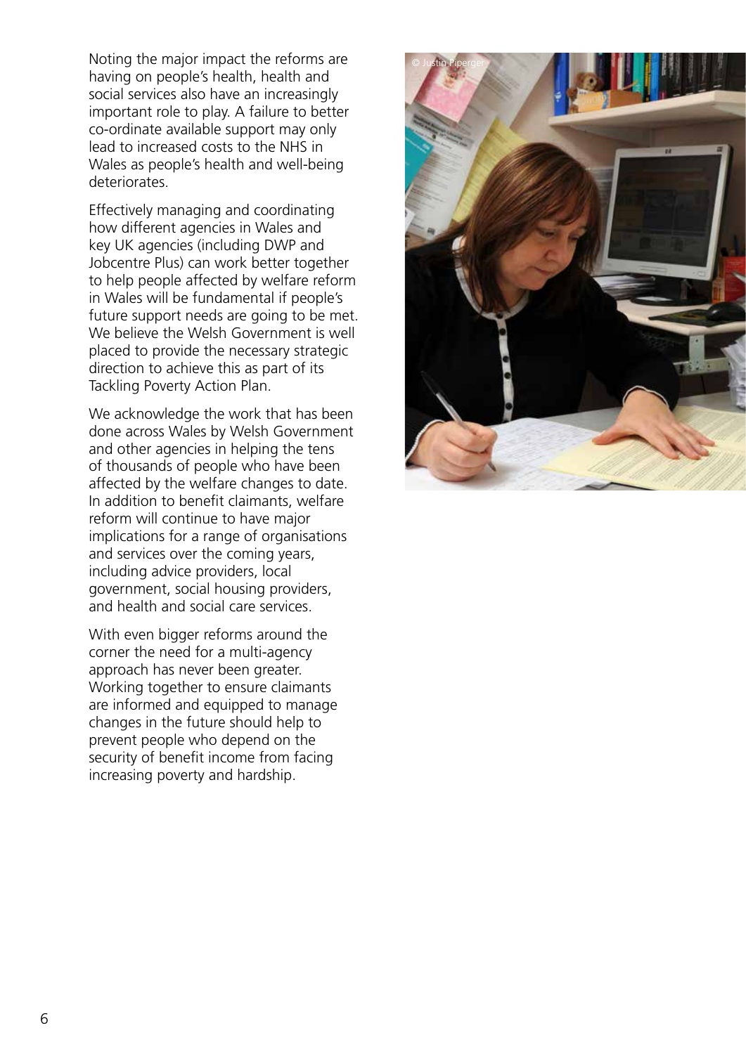Noting the major impact the reforms are having on people's health, health and social services also have an increasingly important role to play. A failure to better co-ordinate available support may only lead to increased costs to the NHS in Wales as people's health and well-being deteriorates.

Effectively managing and coordinating how different agencies in Wales and key UK agencies (including DWP and Jobcentre Plus) can work better together to help people affected by welfare reform in Wales will be fundamental if people's future support needs are going to be met. We believe the Welsh Government is well placed to provide the necessary strategic direction to achieve this as part of its Tackling Poverty Action Plan.

We acknowledge the work that has been done across Wales by Welsh Government and other agencies in helping the tens of thousands of people who have been affected by the welfare changes to date. In addition to benefit claimants, welfare reform will continue to have major implications for a range of organisations and services over the coming years, including advice providers, local government, social housing providers, and health and social care services.

With even bigger reforms around the corner the need for a multi-agency approach has never been greater. Working together to ensure claimants are informed and equipped to manage changes in the future should help to prevent people who depend on the security of benefit income from facing increasing poverty and hardship.

© Justin Piperger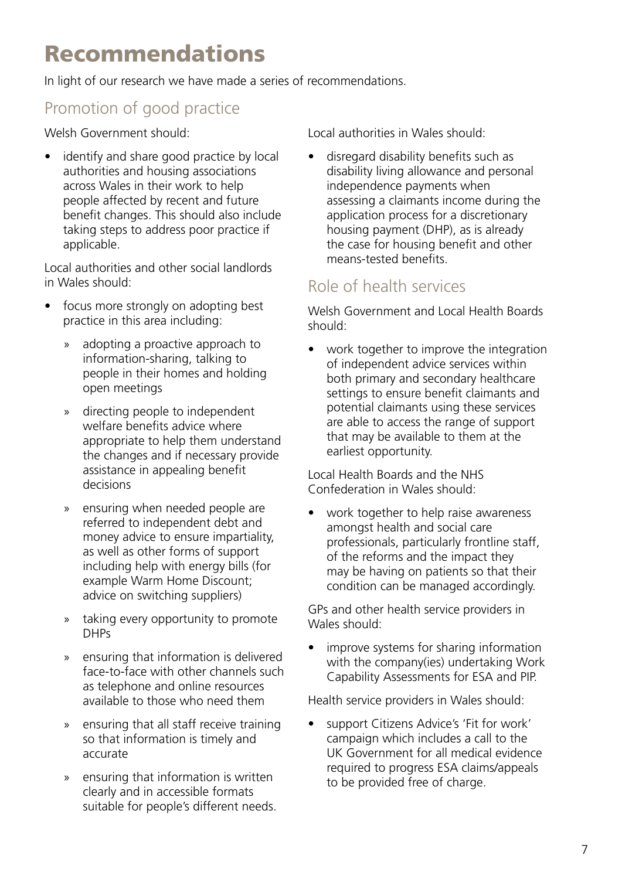# Recommendations

In light of our research we have made a series of recommendations.

## Promotion of good practice

Welsh Government should:

- identify and share good practice by local authorities and housing associations across Wales in their work to help people affected by recent and future benefit changes. This should also include taking steps to address poor practice if applicable.

Local authorities and other social landlords in Wales should:

- focus more strongly on adopting best practice in this area including:
  - adopting a proactive approach to information-sharing, talking to people in their homes and holding open meetings
  - directing people to independent welfare benefits advice where appropriate to help them understand the changes and if necessary provide assistance in appealing benefit decisions
  - ensuring when needed people are referred to independent debt and money advice to ensure impartiality, as well as other forms of support including help with energy bills (for example Warm Home Discount; advice on switching suppliers)
  - taking every opportunity to promote DHPs
  - ensuring that information is delivered face-to-face with other channels such as telephone and online resources available to those who need them
  - ensuring that all staff receive training so that information is timely and accurate
  - ensuring that information is written clearly and in accessible formats suitable for people's different needs.

Local authorities in Wales should:

- disregard disability benefits such as disability living allowance and personal independence payments when assessing a claimants income during the application process for a discretionary housing payment (DHP), as is already the case for housing benefit and other means-tested benefits.

## Role of health services

Welsh Government and Local Health Boards should:

- work together to improve the integration of independent advice services within both primary and secondary healthcare settings to ensure benefit claimants and potential claimants using these services are able to access the range of support that may be available to them at the earliest opportunity.

Local Health Boards and the NHS Confederation in Wales should:

- work together to help raise awareness amongst health and social care professionals, particularly frontline staff, of the reforms and the impact they may be having on patients so that their condition can be managed accordingly.

GPs and other health service providers in Wales should:

- improve systems for sharing information with the company(ies) undertaking Work Capability Assessments for ESA and PIP.

Health service providers in Wales should:

- support Citizens Advice's 'Fit for work' campaign which includes a call to the UK Government for all medical evidence required to progress ESA claims/appeals to be provided free of charge.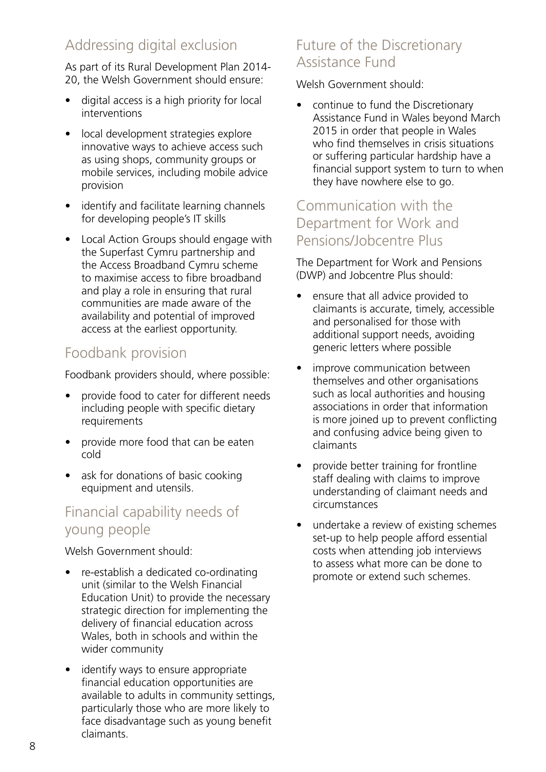## Addressing digital exclusion

As part of its Rural Development Plan 2014-20, the Welsh Government should ensure:

- digital access is a high priority for local interventions
- local development strategies explore innovative ways to achieve access such as using shops, community groups or mobile services, including mobile advice provision
- identify and facilitate learning channels for developing people's IT skills
- Local Action Groups should engage with the Superfast Cymru partnership and the Access Broadband Cymru scheme to maximise access to fibre broadband and play a role in ensuring that rural communities are made aware of the availability and potential of improved access at the earliest opportunity.

## Foodbank provision

Foodbank providers should, where possible:

- provide food to cater for different needs including people with specific dietary requirements
- provide more food that can be eaten cold
- ask for donations of basic cooking equipment and utensils.

## Financial capability needs of young people

Welsh Government should:

- re-establish a dedicated co-ordinating unit (similar to the Welsh Financial Education Unit) to provide the necessary strategic direction for implementing the delivery of financial education across Wales, both in schools and within the wider community
- identify ways to ensure appropriate financial education opportunities are available to adults in community settings, particularly those who are more likely to face disadvantage such as young benefit claimants.

## Future of the Discretionary Assistance Fund

Welsh Government should:

- continue to fund the Discretionary Assistance Fund in Wales beyond March 2015 in order that people in Wales who find themselves in crisis situations or suffering particular hardship have a financial support system to turn to when they have nowhere else to go.

## Communication with the Department for Work and Pensions/Jobcentre Plus

The Department for Work and Pensions (DWP) and Jobcentre Plus should:

- ensure that all advice provided to claimants is accurate, timely, accessible and personalised for those with additional support needs, avoiding generic letters where possible
- improve communication between themselves and other organisations such as local authorities and housing associations in order that information is more joined up to prevent conflicting and confusing advice being given to claimants
- provide better training for frontline staff dealing with claims to improve understanding of claimant needs and circumstances
- undertake a review of existing schemes set-up to help people afford essential costs when attending job interviews to assess what more can be done to promote or extend such schemes.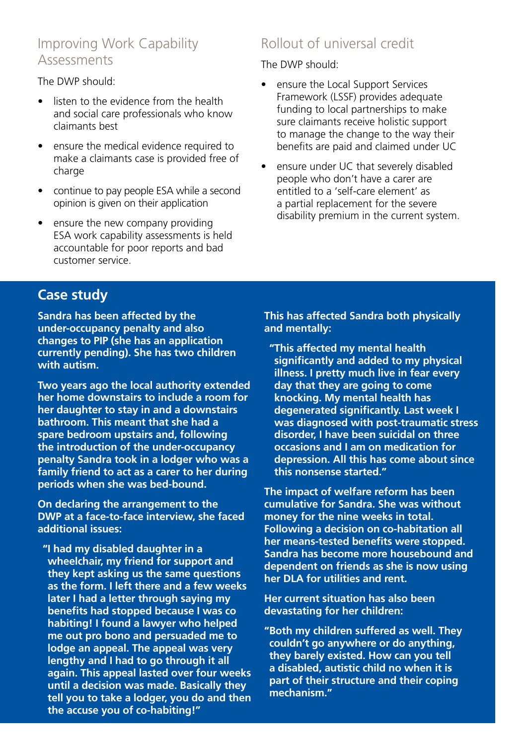## Improving Work Capability Assessments

The DWP should:

- listen to the evidence from the health and social care professionals who know claimants best
- ensure the medical evidence required to make a claimants case is provided free of charge
- continue to pay people ESA while a second opinion is given on their application
- ensure the new company providing ESA work capability assessments is held accountable for poor reports and bad customer service.

## Rollout of universal credit

The DWP should:

- ensure the Local Support Services Framework (LSSF) provides adequate funding to local partnerships to make sure claimants receive holistic support to manage the change to the way their benefits are paid and claimed under UC
- ensure under UC that severely disabled people who don't have a carer are entitled to a 'self-care element' as a partial replacement for the severe disability premium in the current system.

## Case study

**Sandra has been affected by the under-occupancy penalty and also changes to PIP (she has an application currently pending). She has two children with autism.**

**Two years ago the local authority extended her home downstairs to include a room for her daughter to stay in and a downstairs bathroom. This meant that she had a spare bedroom upstairs and, following the introduction of the under-occupancy penalty Sandra took in a lodger who was a family friend to act as a carer to her during periods when she was bed-bound.**

**On declaring the arrangement to the DWP at a face-to-face interview, she faced additional issues:**

> **"I had my disabled daughter in a wheelchair, my friend for support and they kept asking us the same questions as the form. I left there and a few weeks later I had a letter through saying my benefits had stopped because I was co habiting! I found a lawyer who helped me out pro bono and persuaded me to lodge an appeal. The appeal was very lengthy and I had to go through it all again. This appeal lasted over four weeks until a decision was made. Basically they tell you to take a lodger, you do and then the accuse you of co-habiting!"**

**This has affected Sandra both physically and mentally:**

> **"This affected my mental health significantly and added to my physical illness. I pretty much live in fear every day that they are going to come knocking. My mental health has degenerated significantly. Last week I was diagnosed with post-traumatic stress disorder, I have been suicidal on three occasions and I am on medication for depression. All this has come about since this nonsense started."**

**The impact of welfare reform has been cumulative for Sandra. She was without money for the nine weeks in total. Following a decision on co-habitation all her means-tested benefits were stopped. Sandra has become more housebound and dependent on friends as she is now using her DLA for utilities and rent.**

**Her current situation has also been devastating for her children:**

> **"Both my children suffered as well. They couldn't go anywhere or do anything, they barely existed. How can you tell a disabled, autistic child no when it is part of their structure and their coping mechanism."**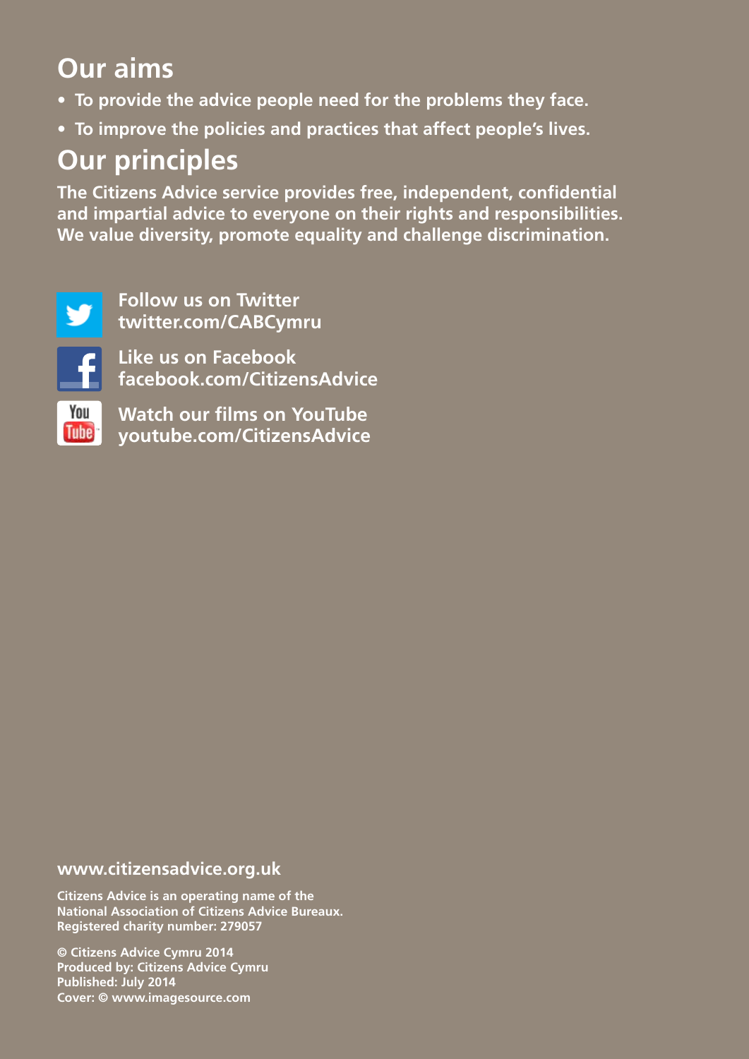## Our aims

- To provide the advice people need for the problems they face.
- To improve the policies and practices that affect people's lives.

## Our principles

**The Citizens Advice service provides free, independent, confidential and impartial advice to everyone on their rights and responsibilities. We value diversity, promote equality and challenge discrimination.**

**Follow us on Twitter**
**twitter.com/CABCymru**

**Like us on Facebook**
**facebook.com/CitizensAdvice**

**Watch our films on YouTube**
**youtube.com/CitizensAdvice**

**www.citizensadvice.org.uk**

Citizens Advice is an operating name of the
National Association of Citizens Advice Bureaux.
Registered charity number: 279057

© Citizens Advice Cymru 2014
Produced by: Citizens Advice Cymru
Published: July 2014
Cover: © www.imagesource.com